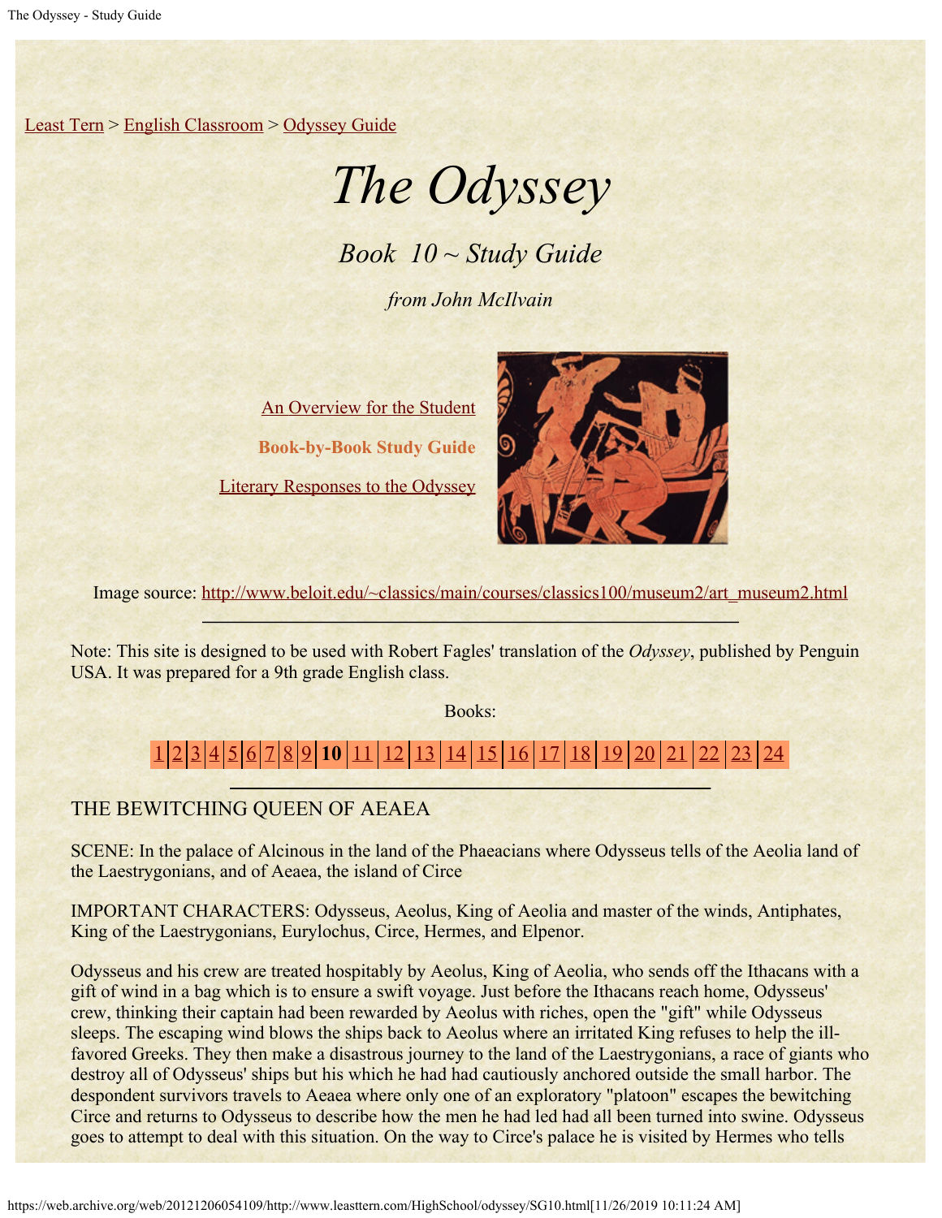Least Tern > English Classroom > Odyssey Guide

# *The Odyssey*

## *Book 10 ~ Study Guide*

*from John McIlvain*

An Overview for the Student

**Book-by-Book Study Guide**

Literary Responses to the Odyssey

Image source: http://www.beloit.edu/~classics/main/courses/classics100/museum2/art_museum2.html

---

Note: This site is designed to be used with Robert Fagles' translation of the *Odyssey*, published by Penguin USA. It was prepared for a 9th grade English class.

Books:

1 | 2 | 3 | 4 | 5 | 6 | 7 | 8 | 9 | **10** | 11 | 12 | 13 | 14 | 15 | 16 | 17 | 18 | 19 | 20 | 21 | 22 | 23 | 24

---

THE BEWITCHING QUEEN OF AEAEA

SCENE: In the palace of Alcinous in the land of the Phaeacians where Odysseus tells of the Aeolia land of the Laestrygonians, and of Aeaea, the island of Circe

IMPORTANT CHARACTERS: Odysseus, Aeolus, King of Aeolia and master of the winds, Antiphates, King of the Laestrygonians, Eurylochus, Circe, Hermes, and Elpenor.

Odysseus and his crew are treated hospitably by Aeolus, King of Aeolia, who sends off the Ithacans with a gift of wind in a bag which is to ensure a swift voyage. Just before the Ithacans reach home, Odysseus' crew, thinking their captain had been rewarded by Aeolus with riches, open the "gift" while Odysseus sleeps. The escaping wind blows the ships back to Aeolus where an irritated King refuses to help the ill-favored Greeks. They then make a disastrous journey to the land of the Laestrygonians, a race of giants who destroy all of Odysseus' ships but his which he had had cautiously anchored outside the small harbor. The despondent survivors travels to Aeaea where only one of an exploratory "platoon" escapes the bewitching Circe and returns to Odysseus to describe how the men he had led had all been turned into swine. Odysseus goes to attempt to deal with this situation. On the way to Circe's palace he is visited by Hermes who tells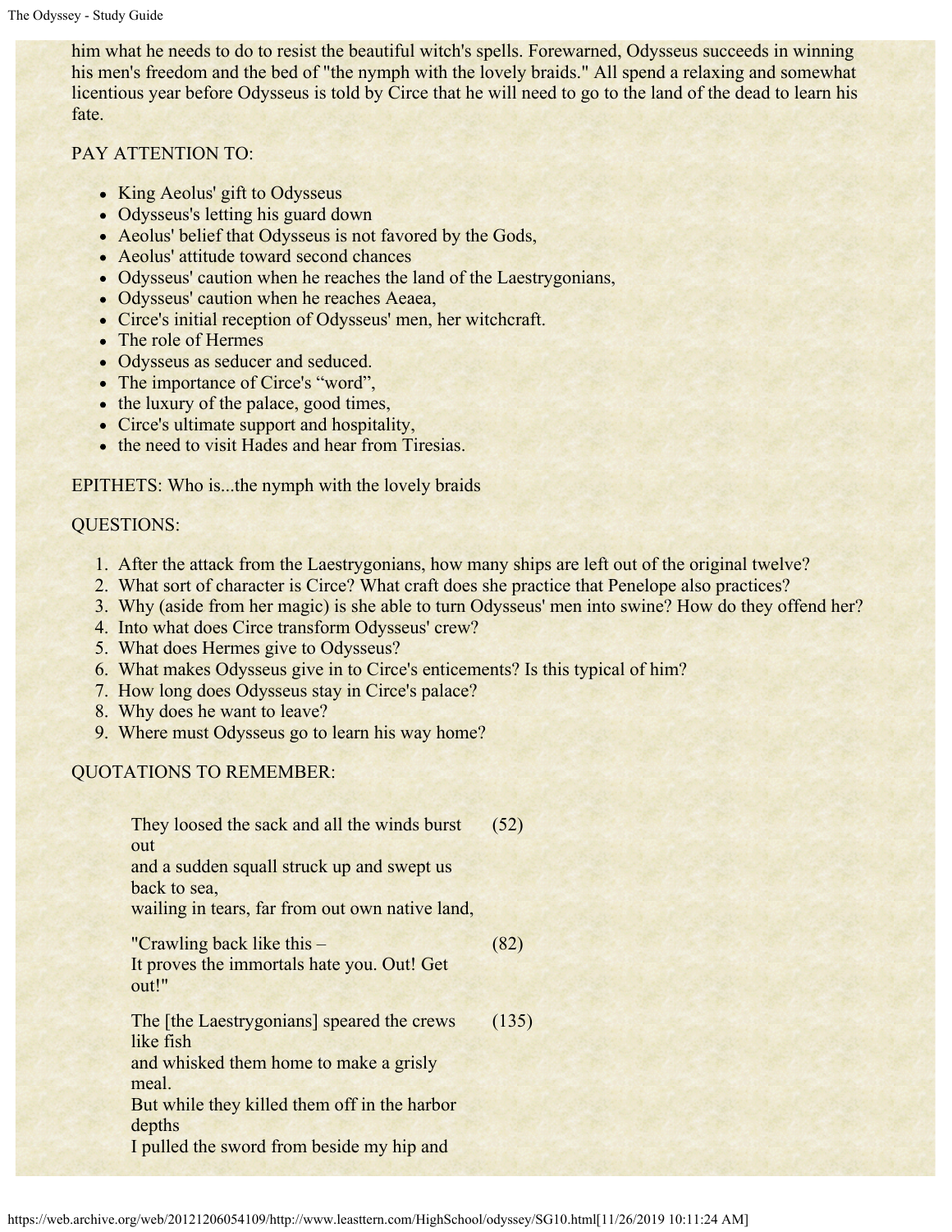him what he needs to do to resist the beautiful witch's spells. Forewarned, Odysseus succeeds in winning his men's freedom and the bed of "the nymph with the lovely braids." All spend a relaxing and somewhat licentious year before Odysseus is told by Circe that he will need to go to the land of the dead to learn his fate.

PAY ATTENTION TO:

- King Aeolus' gift to Odysseus
- Odysseus's letting his guard down
- Aeolus' belief that Odysseus is not favored by the Gods,
- Aeolus' attitude toward second chances
- Odysseus' caution when he reaches the land of the Laestrygonians,
- Odysseus' caution when he reaches Aeaea,
- Circe's initial reception of Odysseus' men, her witchcraft.
- The role of Hermes
- Odysseus as seducer and seduced.
- The importance of Circe's "word",
- the luxury of the palace, good times,
- Circe's ultimate support and hospitality,
- the need to visit Hades and hear from Tiresias.

EPITHETS: Who is...the nymph with the lovely braids

QUESTIONS:

1. After the attack from the Laestrygonians, how many ships are left out of the original twelve?
2. What sort of character is Circe? What craft does she practice that Penelope also practices?
3. Why (aside from her magic) is she able to turn Odysseus' men into swine? How do they offend her?
4. Into what does Circe transform Odysseus' crew?
5. What does Hermes give to Odysseus?
6. What makes Odysseus give in to Circe's enticements? Is this typical of him?
7. How long does Odysseus stay in Circe's palace?
8. Why does he want to leave?
9. Where must Odysseus go to learn his way home?

QUOTATIONS TO REMEMBER:

> They loosed the sack and all the winds burst out
> and a sudden squall struck up and swept us back to sea,
> wailing in tears, far from out own native land, (52)

> "Crawling back like this –
> It proves the immortals hate you. Out! Get out!" (82)

> The [the Laestrygonians] speared the crews like fish
> and whisked them home to make a grisly meal.
> But while they killed them off in the harbor depths
> I pulled the sword from beside my hip and (135)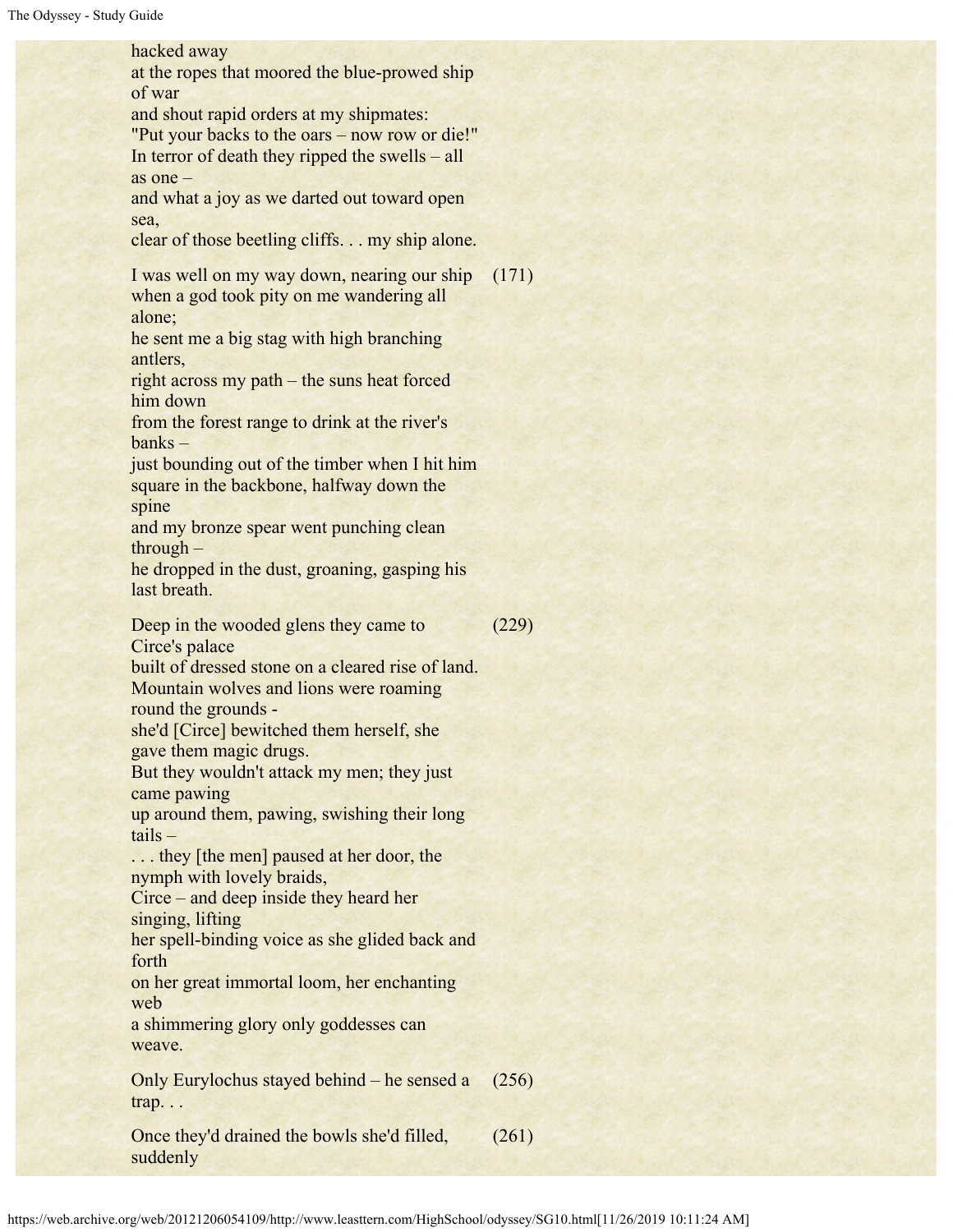hacked away
at the ropes that moored the blue-prowed ship of war
and shout rapid orders at my shipmates:
"Put your backs to the oars – now row or die!"
In terror of death they ripped the swells – all as one –
and what a joy as we darted out toward open sea,
clear of those beetling cliffs. . . my ship alone.

I was well on my way down, nearing our ship (171)
when a god took pity on me wandering all alone;
he sent me a big stag with high branching antlers,
right across my path – the suns heat forced him down
from the forest range to drink at the river's banks –
just bounding out of the timber when I hit him
square in the backbone, halfway down the spine
and my bronze spear went punching clean through –
he dropped in the dust, groaning, gasping his last breath.

Deep in the wooded glens they came to Circe's palace (229)
built of dressed stone on a cleared rise of land.
Mountain wolves and lions were roaming round the grounds -
she'd [Circe] bewitched them herself, she gave them magic drugs.
But they wouldn't attack my men; they just came pawing
up around them, pawing, swishing their long tails –
. . . they [the men] paused at her door, the nymph with lovely braids,
Circe – and deep inside they heard her singing, lifting
her spell-binding voice as she glided back and forth
on her great immortal loom, her enchanting web
a shimmering glory only goddesses can weave.

Only Eurylochus stayed behind – he sensed a trap. . . (256)

Once they'd drained the bowls she'd filled, suddenly (261)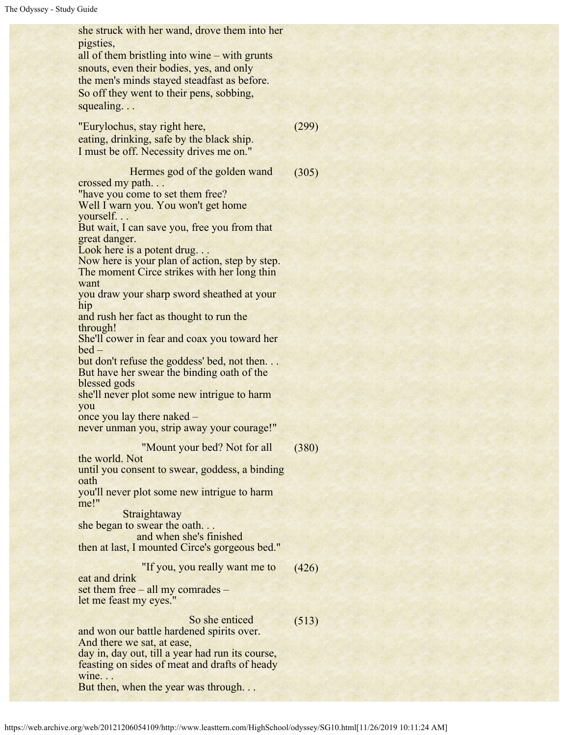she struck with her wand, drove them into her pigsties,
all of them bristling into wine – with grunts
snouts, even their bodies, yes, and only
the men's minds stayed steadfast as before.
So off they went to their pens, sobbing, squealing. . .

"Eurylochus, stay right here, (299)
eating, drinking, safe by the black ship.
I must be off. Necessity drives me on."

Hermes god of the golden wand (305)
crossed my path. . .
"have you come to set them free?
Well I warn you. You won't get home yourself. . .
But wait, I can save you, free you from that great danger.
Look here is a potent drug. . .
Now here is your plan of action, step by step.
The moment Circe strikes with her long thin want
you draw your sharp sword sheathed at your hip
and rush her fact as thought to run the through!
She'll cower in fear and coax you toward her bed –
but don't refuse the goddess' bed, not then. . .
But have her swear the binding oath of the blessed gods
she'll never plot some new intrigue to harm you
once you lay there naked –
never unman you, strip away your courage!"

"Mount your bed? Not for all (380)
the world. Not
until you consent to swear, goddess, a binding oath
you'll never plot some new intrigue to harm me!"
Straightaway
she began to swear the oath. . .
and when she's finished
then at last, I mounted Circe's gorgeous bed."

"If you, you really want me to (426)
eat and drink
set them free – all my comrades –
let me feast my eyes."

So she enticed (513)
and won our battle hardened spirits over.
And there we sat, at ease,
day in, day out, till a year had run its course,
feasting on sides of meat and drafts of heady wine. . .
But then, when the year was through. . .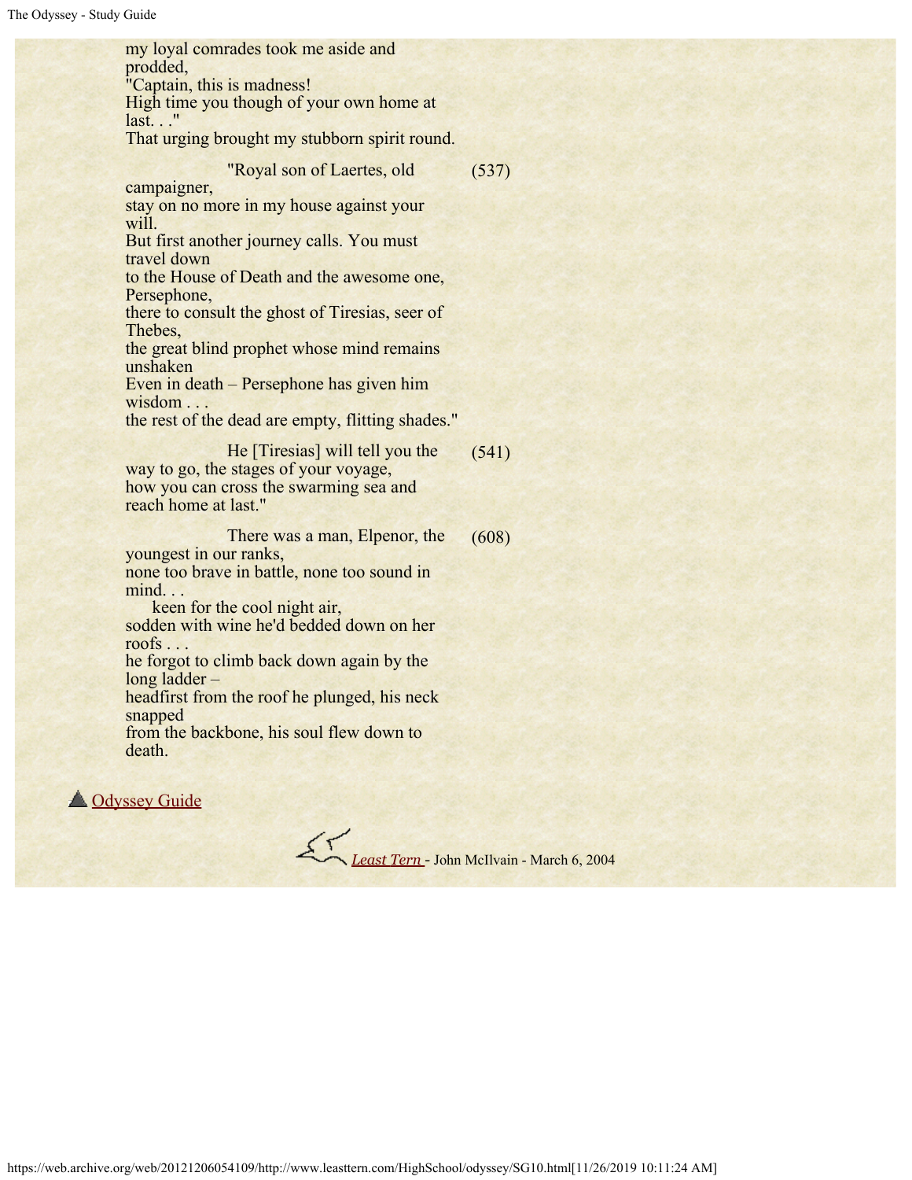my loyal comrades took me aside and prodded,
"Captain, this is madness!
High time you though of your own home at last. . ."
That urging brought my stubborn spirit round.

"Royal son of Laertes, old campaigner, (537)
stay on no more in my house against your will.
But first another journey calls. You must travel down
to the House of Death and the awesome one, Persephone,
there to consult the ghost of Tiresias, seer of Thebes,
the great blind prophet whose mind remains unshaken
Even in death – Persephone has given him wisdom . . .
the rest of the dead are empty, flitting shades."

He [Tiresias] will tell you the way to go, the stages of your voyage, (541)
how you can cross the swarming sea and reach home at last."

There was a man, Elpenor, the youngest in our ranks, (608)
none too brave in battle, none too sound in mind. . .
keen for the cool night air,
sodden with wine he'd bedded down on her roofs . . .
he forgot to climb back down again by the long ladder –
headfirst from the roof he plunged, his neck snapped
from the backbone, his soul flew down to death.

Odyssey Guide

*Least Tern* - John McIlvain - March 6, 2004